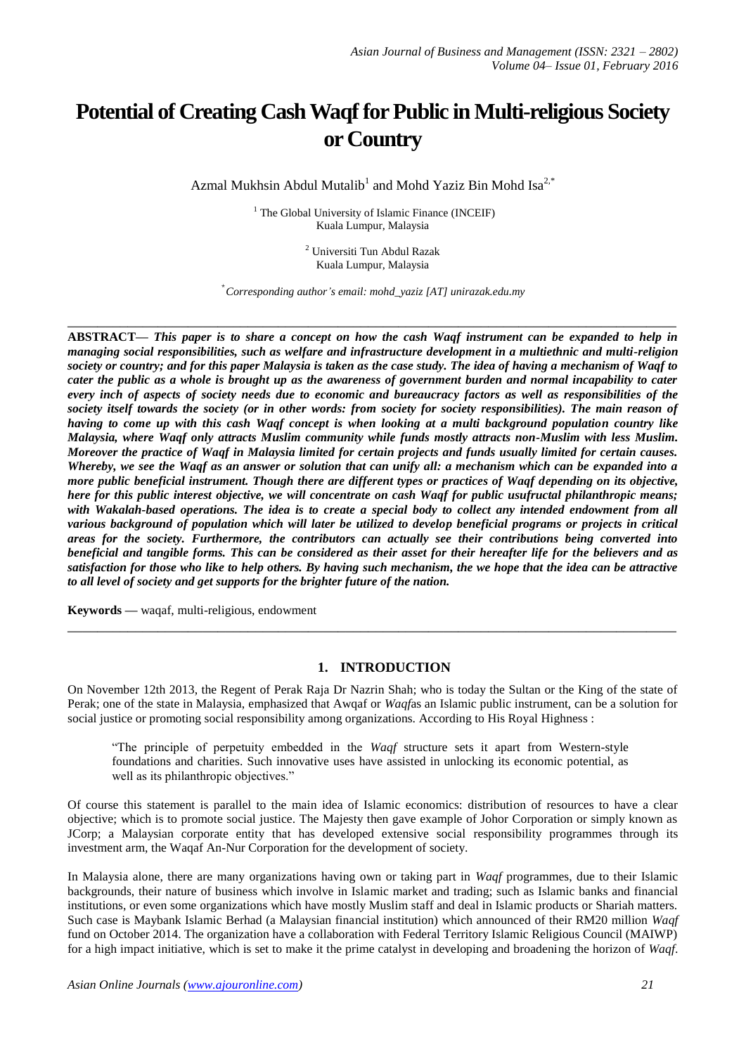# Potential of Creating Cash Waqf for Public in Multi-religious Society or Country

Azmal Mukhsin Abdul Mutalib[1] and Mohd Yaziz Bin Mohd Isa[2,*]

[1] The Global University of Islamic Finance (INCEIF)
Kuala Lumpur, Malaysia

[2] Universiti Tun Abdul Razak
Kuala Lumpur, Malaysia

*Corresponding author's email: mohd_yaziz [AT] unirazak.edu.my

---

**ABSTRACT—** ***This paper is to share a concept on how the cash Waqf instrument can be expanded to help in managing social responsibilities, such as welfare and infrastructure development in a multiethnic and multi-religion society or country; and for this paper Malaysia is taken as the case study. The idea of having a mechanism of Waqf to cater the public as a whole is brought up as the awareness of government burden and normal incapability to cater every inch of aspects of society needs due to economic and bureaucracy factors as well as responsibilities of the society itself towards the society (or in other words: from society for society responsibilities). The main reason of having to come up with this cash Waqf concept is when looking at a multi background population country like Malaysia, where Waqf only attracts Muslim community while funds mostly attracts non-Muslim with less Muslim. Moreover the practice of Waqf in Malaysia limited for certain projects and funds usually limited for certain causes. Whereby, we see the Waqf as an answer or solution that can unify all: a mechanism which can be expanded into a more public beneficial instrument. Though there are different types or practices of Waqf depending on its objective, here for this public interest objective, we will concentrate on cash Waqf for public usufructal philanthropic means; with Wakalah-based operations. The idea is to create a special body to collect any intended endowment from all various background of population which will later be utilized to develop beneficial programs or projects in critical areas for the society. Furthermore, the contributors can actually see their contributions being converted into beneficial and tangible forms. This can be considered as their asset for their hereafter life for the believers and as satisfaction for those who like to help others. By having such mechanism, the we hope that the idea can be attractive to all level of society and get supports for the brighter future of the nation.***

**Keywords —** waqaf, multi-religious, endowment

---

## 1. INTRODUCTION

On November 12th 2013, the Regent of Perak Raja Dr Nazrin Shah; who is today the Sultan or the King of the state of Perak; one of the state in Malaysia, emphasized that Awqaf or *Waqf*as an Islamic public instrument, can be a solution for social justice or promoting social responsibility among organizations. According to His Royal Highness :

> "The principle of perpetuity embedded in the *Waqf* structure sets it apart from Western-style foundations and charities. Such innovative uses have assisted in unlocking its economic potential, as well as its philanthropic objectives."

Of course this statement is parallel to the main idea of Islamic economics: distribution of resources to have a clear objective; which is to promote social justice. The Majesty then gave example of Johor Corporation or simply known as JCorp; a Malaysian corporate entity that has developed extensive social responsibility programmes through its investment arm, the Waqaf An-Nur Corporation for the development of society.

In Malaysia alone, there are many organizations having own or taking part in *Waqf* programmes, due to their Islamic backgrounds, their nature of business which involve in Islamic market and trading; such as Islamic banks and financial institutions, or even some organizations which have mostly Muslim staff and deal in Islamic products or Shariah matters. Such case is Maybank Islamic Berhad (a Malaysian financial institution) which announced of their RM20 million *Waqf* fund on October 2014. The organization have a collaboration with Federal Territory Islamic Religious Council (MAIWP) for a high impact initiative, which is set to make it the prime catalyst in developing and broadening the horizon of *Waqf*.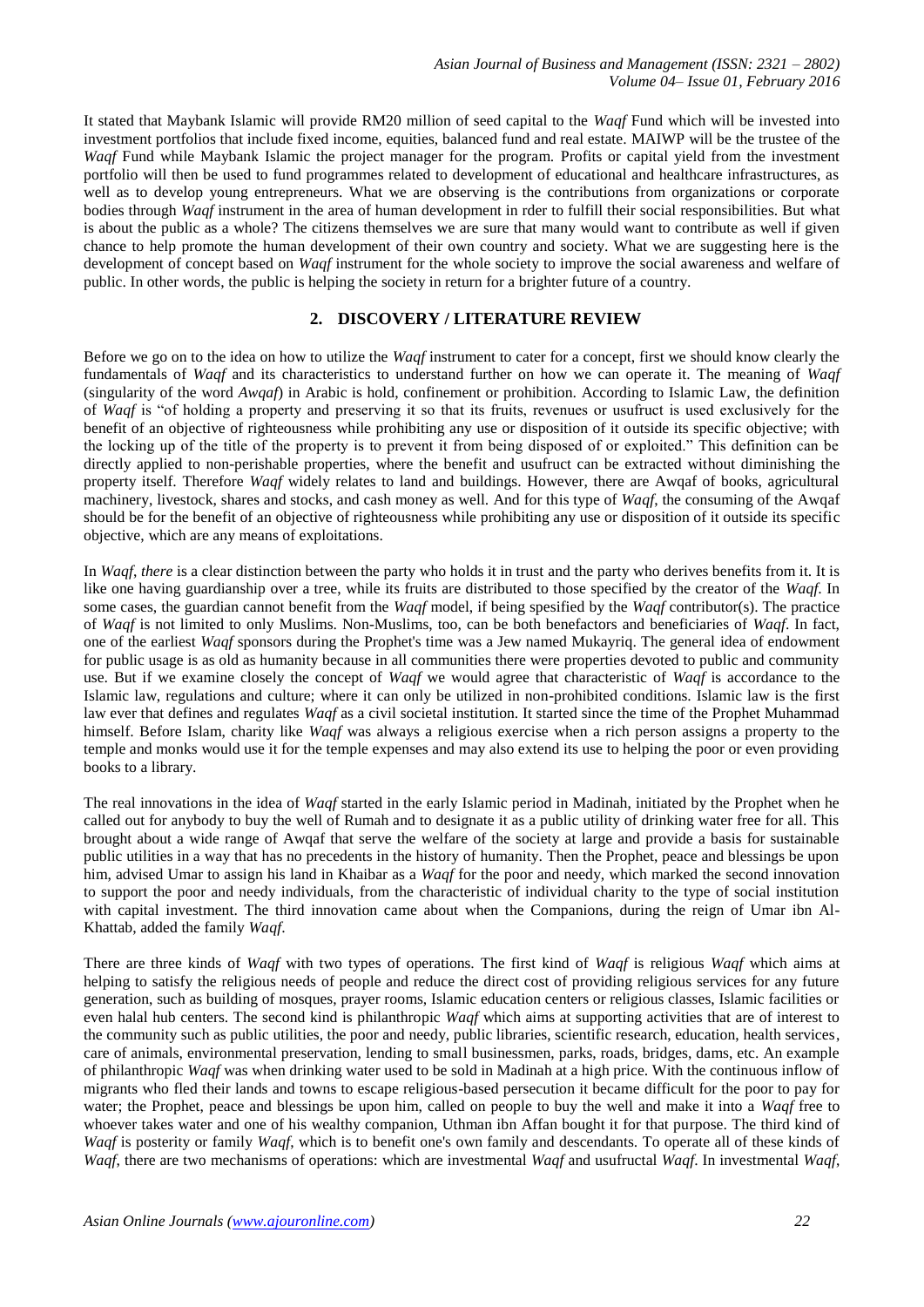It stated that Maybank Islamic will provide RM20 million of seed capital to the *Waqf* Fund which will be invested into investment portfolios that include fixed income, equities, balanced fund and real estate. MAIWP will be the trustee of the *Waqf* Fund while Maybank Islamic the project manager for the program. Profits or capital yield from the investment portfolio will then be used to fund programmes related to development of educational and healthcare infrastructures, as well as to develop young entrepreneurs. What we are observing is the contributions from organizations or corporate bodies through *Waqf* instrument in the area of human development in rder to fulfill their social responsibilities. But what is about the public as a whole? The citizens themselves we are sure that many would want to contribute as well if given chance to help promote the human development of their own country and society. What we are suggesting here is the development of concept based on *Waqf* instrument for the whole society to improve the social awareness and welfare of public. In other words, the public is helping the society in return for a brighter future of a country.

## 2. DISCOVERY / LITERATURE REVIEW

Before we go on to the idea on how to utilize the *Waqf* instrument to cater for a concept, first we should know clearly the fundamentals of *Waqf* and its characteristics to understand further on how we can operate it. The meaning of *Waqf* (singularity of the word *Awqaf*) in Arabic is hold, confinement or prohibition. According to Islamic Law, the definition of *Waqf* is "of holding a property and preserving it so that its fruits, revenues or usufruct is used exclusively for the benefit of an objective of righteousness while prohibiting any use or disposition of it outside its specific objective; with the locking up of the title of the property is to prevent it from being disposed of or exploited." This definition can be directly applied to non-perishable properties, where the benefit and usufruct can be extracted without diminishing the property itself. Therefore *Waqf* widely relates to land and buildings. However, there are Awqaf of books, agricultural machinery, livestock, shares and stocks, and cash money as well. And for this type of *Waqf*, the consuming of the Awqaf should be for the benefit of an objective of righteousness while prohibiting any use or disposition of it outside its specific objective, which are any means of exploitations.

In *Waqf, there* is a clear distinction between the party who holds it in trust and the party who derives benefits from it. It is like one having guardianship over a tree, while its fruits are distributed to those specified by the creator of the *Waqf*. In some cases, the guardian cannot benefit from the *Waqf* model, if being spesified by the *Waqf* contributor(s). The practice of *Waqf* is not limited to only Muslims. Non-Muslims, too, can be both benefactors and beneficiaries of *Waqf*. In fact, one of the earliest *Waqf* sponsors during the Prophet's time was a Jew named Mukayriq. The general idea of endowment for public usage is as old as humanity because in all communities there were properties devoted to public and community use. But if we examine closely the concept of *Waqf* we would agree that characteristic of *Waqf* is accordance to the Islamic law, regulations and culture; where it can only be utilized in non-prohibited conditions. Islamic law is the first law ever that defines and regulates *Waqf* as a civil societal institution. It started since the time of the Prophet Muhammad himself. Before Islam, charity like *Waqf* was always a religious exercise when a rich person assigns a property to the temple and monks would use it for the temple expenses and may also extend its use to helping the poor or even providing books to a library.

The real innovations in the idea of *Waqf* started in the early Islamic period in Madinah, initiated by the Prophet when he called out for anybody to buy the well of Rumah and to designate it as a public utility of drinking water free for all. This brought about a wide range of Awqaf that serve the welfare of the society at large and provide a basis for sustainable public utilities in a way that has no precedents in the history of humanity. Then the Prophet, peace and blessings be upon him, advised Umar to assign his land in Khaibar as a *Waqf* for the poor and needy, which marked the second innovation to support the poor and needy individuals, from the characteristic of individual charity to the type of social institution with capital investment. The third innovation came about when the Companions, during the reign of Umar ibn Al-Khattab, added the family *Waqf*.

There are three kinds of *Waqf* with two types of operations. The first kind of *Waqf* is religious *Waqf* which aims at helping to satisfy the religious needs of people and reduce the direct cost of providing religious services for any future generation, such as building of mosques, prayer rooms, Islamic education centers or religious classes, Islamic facilities or even halal hub centers. The second kind is philanthropic *Waqf* which aims at supporting activities that are of interest to the community such as public utilities, the poor and needy, public libraries, scientific research, education, health services, care of animals, environmental preservation, lending to small businessmen, parks, roads, bridges, dams, etc. An example of philanthropic *Waqf* was when drinking water used to be sold in Madinah at a high price. With the continuous inflow of migrants who fled their lands and towns to escape religious-based persecution it became difficult for the poor to pay for water; the Prophet, peace and blessings be upon him, called on people to buy the well and make it into a *Waqf* free to whoever takes water and one of his wealthy companion, Uthman ibn Affan bought it for that purpose. The third kind of *Waqf* is posterity or family *Waqf*, which is to benefit one's own family and descendants. To operate all of these kinds of *Waqf*, there are two mechanisms of operations: which are investmental *Waqf* and usufructal *Waqf*. In investmental *Waqf*,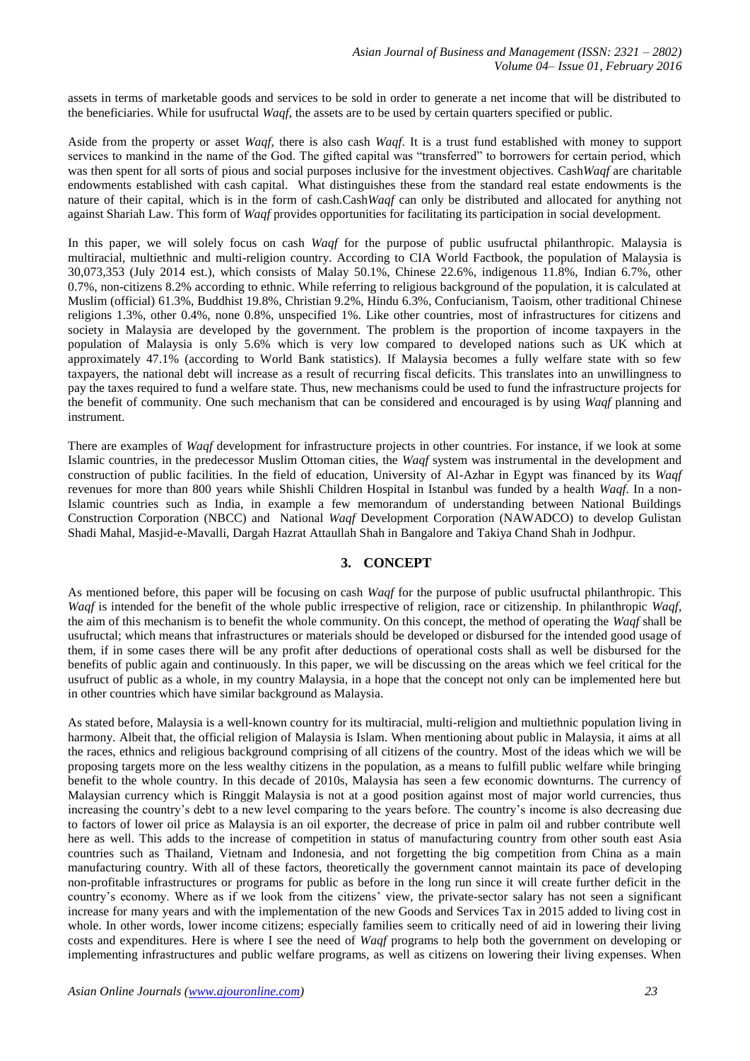assets in terms of marketable goods and services to be sold in order to generate a net income that will be distributed to the beneficiaries. While for usufructal *Waqf*, the assets are to be used by certain quarters specified or public.

Aside from the property or asset *Waqf*, there is also cash *Waqf*. It is a trust fund established with money to support services to mankind in the name of the God. The gifted capital was "transferred" to borrowers for certain period, which was then spent for all sorts of pious and social purposes inclusive for the investment objectives. Cash*Waqf* are charitable endowments established with cash capital. What distinguishes these from the standard real estate endowments is the nature of their capital, which is in the form of cash.Cash*Waqf* can only be distributed and allocated for anything not against Shariah Law. This form of *Waqf* provides opportunities for facilitating its participation in social development.

In this paper, we will solely focus on cash *Waqf* for the purpose of public usufructal philanthropic. Malaysia is multiracial, multiethnic and multi-religion country. According to CIA World Factbook, the population of Malaysia is 30,073,353 (July 2014 est.), which consists of Malay 50.1%, Chinese 22.6%, indigenous 11.8%, Indian 6.7%, other 0.7%, non-citizens 8.2% according to ethnic. While referring to religious background of the population, it is calculated at Muslim (official) 61.3%, Buddhist 19.8%, Christian 9.2%, Hindu 6.3%, Confucianism, Taoism, other traditional Chinese religions 1.3%, other 0.4%, none 0.8%, unspecified 1%. Like other countries, most of infrastructures for citizens and society in Malaysia are developed by the government. The problem is the proportion of income taxpayers in the population of Malaysia is only 5.6% which is very low compared to developed nations such as UK which at approximately 47.1% (according to World Bank statistics). If Malaysia becomes a fully welfare state with so few taxpayers, the national debt will increase as a result of recurring fiscal deficits. This translates into an unwillingness to pay the taxes required to fund a welfare state. Thus, new mechanisms could be used to fund the infrastructure projects for the benefit of community. One such mechanism that can be considered and encouraged is by using *Waqf* planning and instrument.

There are examples of *Waqf* development for infrastructure projects in other countries. For instance, if we look at some Islamic countries, in the predecessor Muslim Ottoman cities, the *Waqf* system was instrumental in the development and construction of public facilities. In the field of education, University of Al-Azhar in Egypt was financed by its *Waqf* revenues for more than 800 years while Shishli Children Hospital in Istanbul was funded by a health *Waqf*. In a non-Islamic countries such as India, in example a few memorandum of understanding between National Buildings Construction Corporation (NBCC) and National *Waqf* Development Corporation (NAWADCO) to develop Gulistan Shadi Mahal, Masjid-e-Mavalli, Dargah Hazrat Attaullah Shah in Bangalore and Takiya Chand Shah in Jodhpur.

## 3. CONCEPT

As mentioned before, this paper will be focusing on cash *Waqf* for the purpose of public usufructal philanthropic. This *Waqf* is intended for the benefit of the whole public irrespective of religion, race or citizenship. In philanthropic *Waqf*, the aim of this mechanism is to benefit the whole community. On this concept, the method of operating the *Waqf* shall be usufructal; which means that infrastructures or materials should be developed or disbursed for the intended good usage of them, if in some cases there will be any profit after deductions of operational costs shall as well be disbursed for the benefits of public again and continuously. In this paper, we will be discussing on the areas which we feel critical for the usufruct of public as a whole, in my country Malaysia, in a hope that the concept not only can be implemented here but in other countries which have similar background as Malaysia.

As stated before, Malaysia is a well-known country for its multiracial, multi-religion and multiethnic population living in harmony. Albeit that, the official religion of Malaysia is Islam. When mentioning about public in Malaysia, it aims at all the races, ethnics and religious background comprising of all citizens of the country. Most of the ideas which we will be proposing targets more on the less wealthy citizens in the population, as a means to fulfill public welfare while bringing benefit to the whole country. In this decade of 2010s, Malaysia has seen a few economic downturns. The currency of Malaysian currency which is Ringgit Malaysia is not at a good position against most of major world currencies, thus increasing the country's debt to a new level comparing to the years before. The country's income is also decreasing due to factors of lower oil price as Malaysia is an oil exporter, the decrease of price in palm oil and rubber contribute well here as well. This adds to the increase of competition in status of manufacturing country from other south east Asia countries such as Thailand, Vietnam and Indonesia, and not forgetting the big competition from China as a main manufacturing country. With all of these factors, theoretically the government cannot maintain its pace of developing non-profitable infrastructures or programs for public as before in the long run since it will create further deficit in the country's economy. Where as if we look from the citizens' view, the private-sector salary has not seen a significant increase for many years and with the implementation of the new Goods and Services Tax in 2015 added to living cost in whole. In other words, lower income citizens; especially families seem to critically need of aid in lowering their living costs and expenditures. Here is where I see the need of *Waqf* programs to help both the government on developing or implementing infrastructures and public welfare programs, as well as citizens on lowering their living expenses. When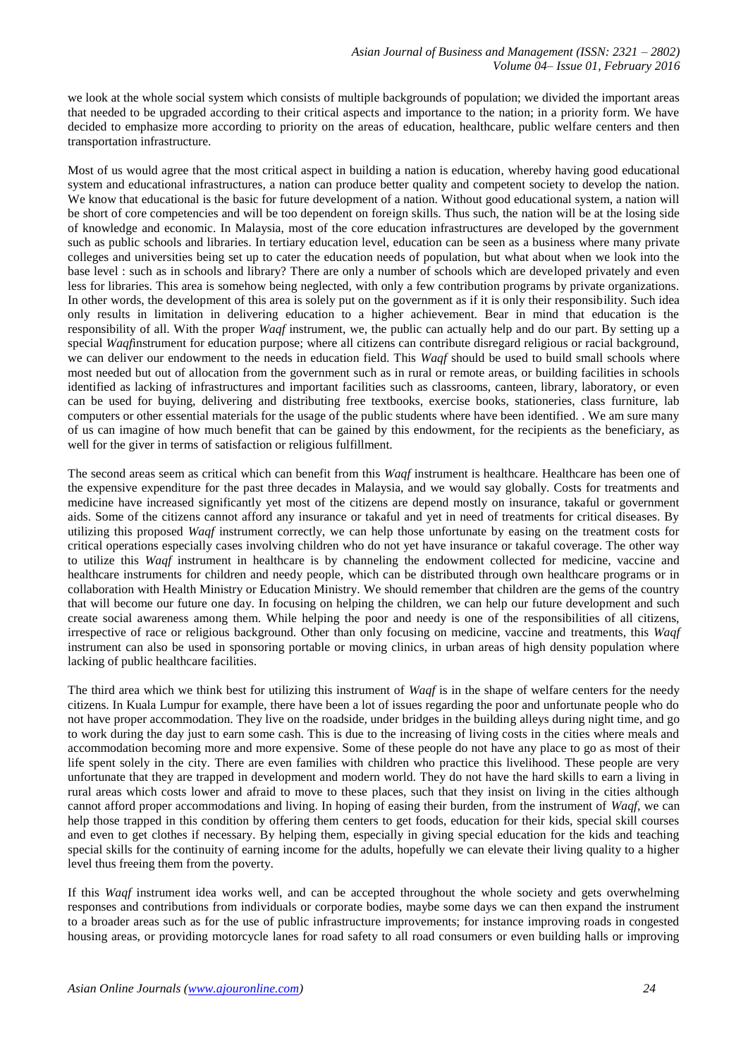we look at the whole social system which consists of multiple backgrounds of population; we divided the important areas that needed to be upgraded according to their critical aspects and importance to the nation; in a priority form. We have decided to emphasize more according to priority on the areas of education, healthcare, public welfare centers and then transportation infrastructure.

Most of us would agree that the most critical aspect in building a nation is education, whereby having good educational system and educational infrastructures, a nation can produce better quality and competent society to develop the nation. We know that educational is the basic for future development of a nation. Without good educational system, a nation will be short of core competencies and will be too dependent on foreign skills. Thus such, the nation will be at the losing side of knowledge and economic. In Malaysia, most of the core education infrastructures are developed by the government such as public schools and libraries. In tertiary education level, education can be seen as a business where many private colleges and universities being set up to cater the education needs of population, but what about when we look into the base level : such as in schools and library? There are only a number of schools which are developed privately and even less for libraries. This area is somehow being neglected, with only a few contribution programs by private organizations. In other words, the development of this area is solely put on the government as if it is only their responsibility. Such idea only results in limitation in delivering education to a higher achievement. Bear in mind that education is the responsibility of all. With the proper *Waqf* instrument, we, the public can actually help and do our part. By setting up a special *Waqf*instrument for education purpose; where all citizens can contribute disregard religious or racial background, we can deliver our endowment to the needs in education field. This *Waqf* should be used to build small schools where most needed but out of allocation from the government such as in rural or remote areas, or building facilities in schools identified as lacking of infrastructures and important facilities such as classrooms, canteen, library, laboratory, or even can be used for buying, delivering and distributing free textbooks, exercise books, stationeries, class furniture, lab computers or other essential materials for the usage of the public students where have been identified. . We am sure many of us can imagine of how much benefit that can be gained by this endowment, for the recipients as the beneficiary, as well for the giver in terms of satisfaction or religious fulfillment.

The second areas seem as critical which can benefit from this *Waqf* instrument is healthcare. Healthcare has been one of the expensive expenditure for the past three decades in Malaysia, and we would say globally. Costs for treatments and medicine have increased significantly yet most of the citizens are depend mostly on insurance, takaful or government aids. Some of the citizens cannot afford any insurance or takaful and yet in need of treatments for critical diseases. By utilizing this proposed *Waqf* instrument correctly, we can help those unfortunate by easing on the treatment costs for critical operations especially cases involving children who do not yet have insurance or takaful coverage. The other way to utilize this *Waqf* instrument in healthcare is by channeling the endowment collected for medicine, vaccine and healthcare instruments for children and needy people, which can be distributed through own healthcare programs or in collaboration with Health Ministry or Education Ministry. We should remember that children are the gems of the country that will become our future one day. In focusing on helping the children, we can help our future development and such create social awareness among them. While helping the poor and needy is one of the responsibilities of all citizens, irrespective of race or religious background. Other than only focusing on medicine, vaccine and treatments, this *Waqf* instrument can also be used in sponsoring portable or moving clinics, in urban areas of high density population where lacking of public healthcare facilities.

The third area which we think best for utilizing this instrument of *Waqf* is in the shape of welfare centers for the needy citizens. In Kuala Lumpur for example, there have been a lot of issues regarding the poor and unfortunate people who do not have proper accommodation. They live on the roadside, under bridges in the building alleys during night time, and go to work during the day just to earn some cash. This is due to the increasing of living costs in the cities where meals and accommodation becoming more and more expensive. Some of these people do not have any place to go as most of their life spent solely in the city. There are even families with children who practice this livelihood. These people are very unfortunate that they are trapped in development and modern world. They do not have the hard skills to earn a living in rural areas which costs lower and afraid to move to these places, such that they insist on living in the cities although cannot afford proper accommodations and living. In hoping of easing their burden, from the instrument of *Waqf*, we can help those trapped in this condition by offering them centers to get foods, education for their kids, special skill courses and even to get clothes if necessary. By helping them, especially in giving special education for the kids and teaching special skills for the continuity of earning income for the adults, hopefully we can elevate their living quality to a higher level thus freeing them from the poverty.

If this *Waqf* instrument idea works well, and can be accepted throughout the whole society and gets overwhelming responses and contributions from individuals or corporate bodies, maybe some days we can then expand the instrument to a broader areas such as for the use of public infrastructure improvements; for instance improving roads in congested housing areas, or providing motorcycle lanes for road safety to all road consumers or even building halls or improving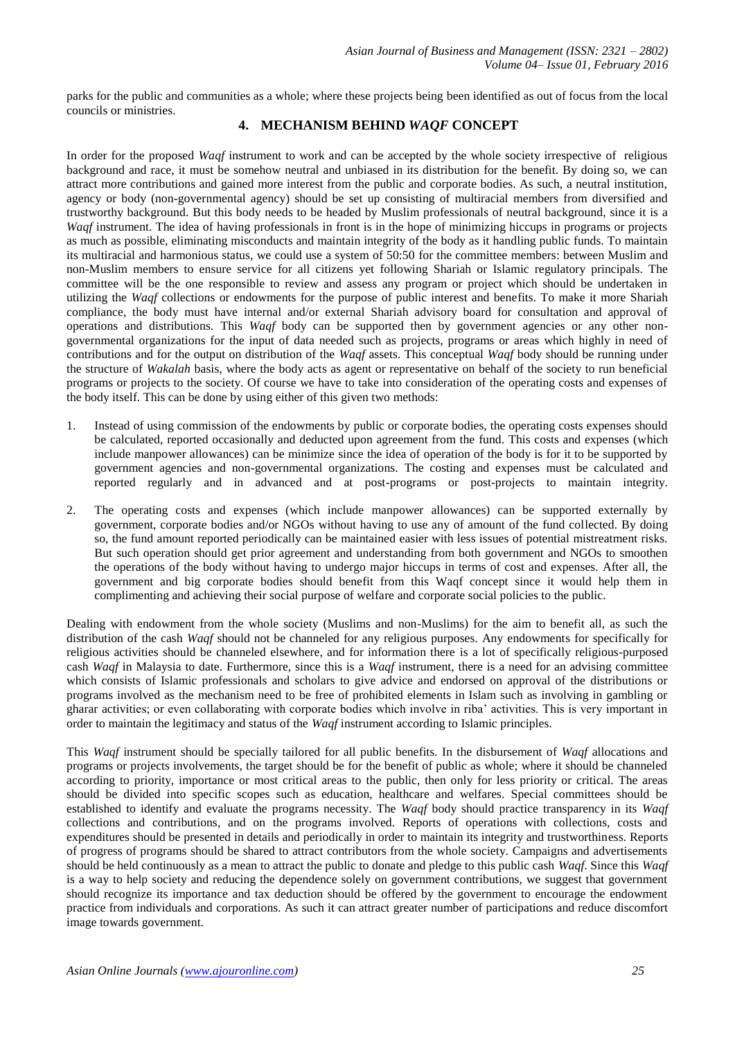parks for the public and communities as a whole; where these projects being been identified as out of focus from the local councils or ministries.

## 4. MECHANISM BEHIND *WAQF* CONCEPT

In order for the proposed *Waqf* instrument to work and can be accepted by the whole society irrespective of religious background and race, it must be somehow neutral and unbiased in its distribution for the benefit. By doing so, we can attract more contributions and gained more interest from the public and corporate bodies. As such, a neutral institution, agency or body (non-governmental agency) should be set up consisting of multiracial members from diversified and trustworthy background. But this body needs to be headed by Muslim professionals of neutral background, since it is a *Waqf* instrument. The idea of having professionals in front is in the hope of minimizing hiccups in programs or projects as much as possible, eliminating misconducts and maintain integrity of the body as it handling public funds. To maintain its multiracial and harmonious status, we could use a system of 50:50 for the committee members: between Muslim and non-Muslim members to ensure service for all citizens yet following Shariah or Islamic regulatory principals. The committee will be the one responsible to review and assess any program or project which should be undertaken in utilizing the *Waqf* collections or endowments for the purpose of public interest and benefits. To make it more Shariah compliance, the body must have internal and/or external Shariah advisory board for consultation and approval of operations and distributions. This *Waqf* body can be supported then by government agencies or any other non-governmental organizations for the input of data needed such as projects, programs or areas which highly in need of contributions and for the output on distribution of the *Waqf* assets. This conceptual *Waqf* body should be running under the structure of *Wakalah* basis, where the body acts as agent or representative on behalf of the society to run beneficial programs or projects to the society. Of course we have to take into consideration of the operating costs and expenses of the body itself. This can be done by using either of this given two methods:

1. Instead of using commission of the endowments by public or corporate bodies, the operating costs expenses should be calculated, reported occasionally and deducted upon agreement from the fund. This costs and expenses (which include manpower allowances) can be minimize since the idea of operation of the body is for it to be supported by government agencies and non-governmental organizations. The costing and expenses must be calculated and reported regularly and in advanced and at post-programs or post-projects to maintain integrity.
2. The operating costs and expenses (which include manpower allowances) can be supported externally by government, corporate bodies and/or NGOs without having to use any of amount of the fund collected. By doing so, the fund amount reported periodically can be maintained easier with less issues of potential mistreatment risks. But such operation should get prior agreement and understanding from both government and NGOs to smoothen the operations of the body without having to undergo major hiccups in terms of cost and expenses. After all, the government and big corporate bodies should benefit from this Waqf concept since it would help them in complimenting and achieving their social purpose of welfare and corporate social policies to the public.

Dealing with endowment from the whole society (Muslims and non-Muslims) for the aim to benefit all, as such the distribution of the cash *Waqf* should not be channeled for any religious purposes. Any endowments for specifically for religious activities should be channeled elsewhere, and for information there is a lot of specifically religious-purposed cash *Waqf* in Malaysia to date. Furthermore, since this is a *Waqf* instrument, there is a need for an advising committee which consists of Islamic professionals and scholars to give advice and endorsed on approval of the distributions or programs involved as the mechanism need to be free of prohibited elements in Islam such as involving in gambling or gharar activities; or even collaborating with corporate bodies which involve in riba' activities. This is very important in order to maintain the legitimacy and status of the *Waqf* instrument according to Islamic principles.

This *Waqf* instrument should be specially tailored for all public benefits. In the disbursement of *Waqf* allocations and programs or projects involvements, the target should be for the benefit of public as whole; where it should be channeled according to priority, importance or most critical areas to the public, then only for less priority or critical. The areas should be divided into specific scopes such as education, healthcare and welfares. Special committees should be established to identify and evaluate the programs necessity. The *Waqf* body should practice transparency in its *Waqf* collections and contributions, and on the programs involved. Reports of operations with collections, costs and expenditures should be presented in details and periodically in order to maintain its integrity and trustworthiness. Reports of progress of programs should be shared to attract contributors from the whole society. Campaigns and advertisements should be held continuously as a mean to attract the public to donate and pledge to this public cash *Waqf*. Since this *Waqf* is a way to help society and reducing the dependence solely on government contributions, we suggest that government should recognize its importance and tax deduction should be offered by the government to encourage the endowment practice from individuals and corporations. As such it can attract greater number of participations and reduce discomfort image towards government.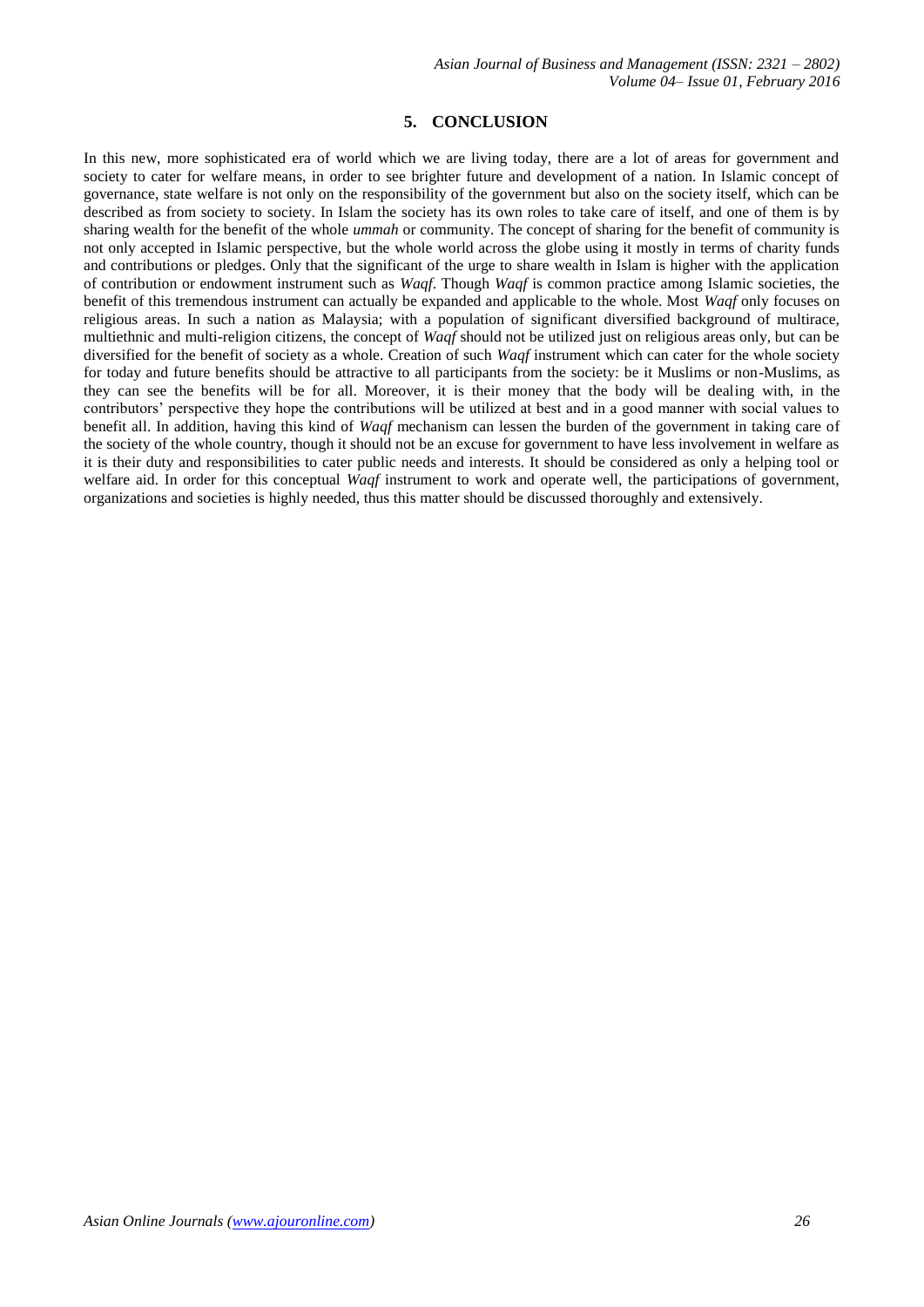## 5. CONCLUSION

In this new, more sophisticated era of world which we are living today, there are a lot of areas for government and society to cater for welfare means, in order to see brighter future and development of a nation. In Islamic concept of governance, state welfare is not only on the responsibility of the government but also on the society itself, which can be described as from society to society. In Islam the society has its own roles to take care of itself, and one of them is by sharing wealth for the benefit of the whole *ummah* or community. The concept of sharing for the benefit of community is not only accepted in Islamic perspective, but the whole world across the globe using it mostly in terms of charity funds and contributions or pledges. Only that the significant of the urge to share wealth in Islam is higher with the application of contribution or endowment instrument such as *Waqf*. Though *Waqf* is common practice among Islamic societies, the benefit of this tremendous instrument can actually be expanded and applicable to the whole. Most *Waqf* only focuses on religious areas. In such a nation as Malaysia; with a population of significant diversified background of multirace, multiethnic and multi-religion citizens, the concept of *Waqf* should not be utilized just on religious areas only, but can be diversified for the benefit of society as a whole. Creation of such *Waqf* instrument which can cater for the whole society for today and future benefits should be attractive to all participants from the society: be it Muslims or non-Muslims, as they can see the benefits will be for all. Moreover, it is their money that the body will be dealing with, in the contributors' perspective they hope the contributions will be utilized at best and in a good manner with social values to benefit all. In addition, having this kind of *Waqf* mechanism can lessen the burden of the government in taking care of the society of the whole country, though it should not be an excuse for government to have less involvement in welfare as it is their duty and responsibilities to cater public needs and interests. It should be considered as only a helping tool or welfare aid. In order for this conceptual *Waqf* instrument to work and operate well, the participations of government, organizations and societies is highly needed, thus this matter should be discussed thoroughly and extensively.